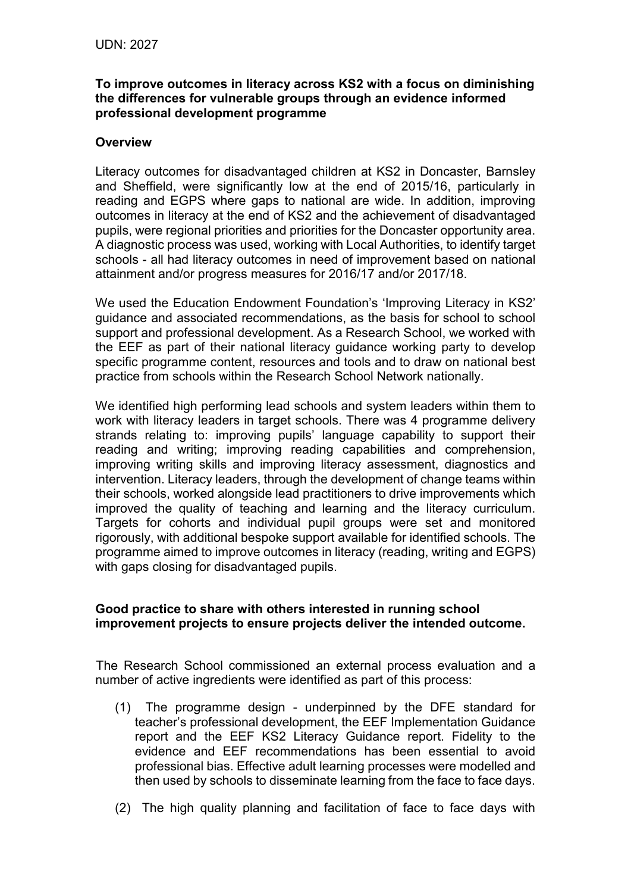UDN: 2027

**To improve outcomes in literacy across KS2 with a focus on diminishing the differences for vulnerable groups through an evidence informed professional development programme**

**Overview**

Literacy outcomes for disadvantaged children at KS2 in Doncaster, Barnsley and Sheffield, were significantly low at the end of 2015/16, particularly in reading and EGPS where gaps to national are wide. In addition, improving outcomes in literacy at the end of KS2 and the achievement of disadvantaged pupils, were regional priorities and priorities for the Doncaster opportunity area. A diagnostic process was used, working with Local Authorities, to identify target schools - all had literacy outcomes in need of improvement based on national attainment and/or progress measures for 2016/17 and/or 2017/18.

We used the Education Endowment Foundation's 'Improving Literacy in KS2' guidance and associated recommendations, as the basis for school to school support and professional development. As a Research School, we worked with the EEF as part of their national literacy guidance working party to develop specific programme content, resources and tools and to draw on national best practice from schools within the Research School Network nationally.

We identified high performing lead schools and system leaders within them to work with literacy leaders in target schools. There was 4 programme delivery strands relating to: improving pupils' language capability to support their reading and writing; improving reading capabilities and comprehension, improving writing skills and improving literacy assessment, diagnostics and intervention. Literacy leaders, through the development of change teams within their schools, worked alongside lead practitioners to drive improvements which improved the quality of teaching and learning and the literacy curriculum. Targets for cohorts and individual pupil groups were set and monitored rigorously, with additional bespoke support available for identified schools. The programme aimed to improve outcomes in literacy (reading, writing and EGPS) with gaps closing for disadvantaged pupils.

**Good practice to share with others interested in running school improvement projects to ensure projects deliver the intended outcome.**

The Research School commissioned an external process evaluation and a number of active ingredients were identified as part of this process:

(1) The programme design - underpinned by the DFE standard for teacher's professional development, the EEF Implementation Guidance report and the EEF KS2 Literacy Guidance report. Fidelity to the evidence and EEF recommendations has been essential to avoid professional bias. Effective adult learning processes were modelled and then used by schools to disseminate learning from the face to face days.

(2) The high quality planning and facilitation of face to face days with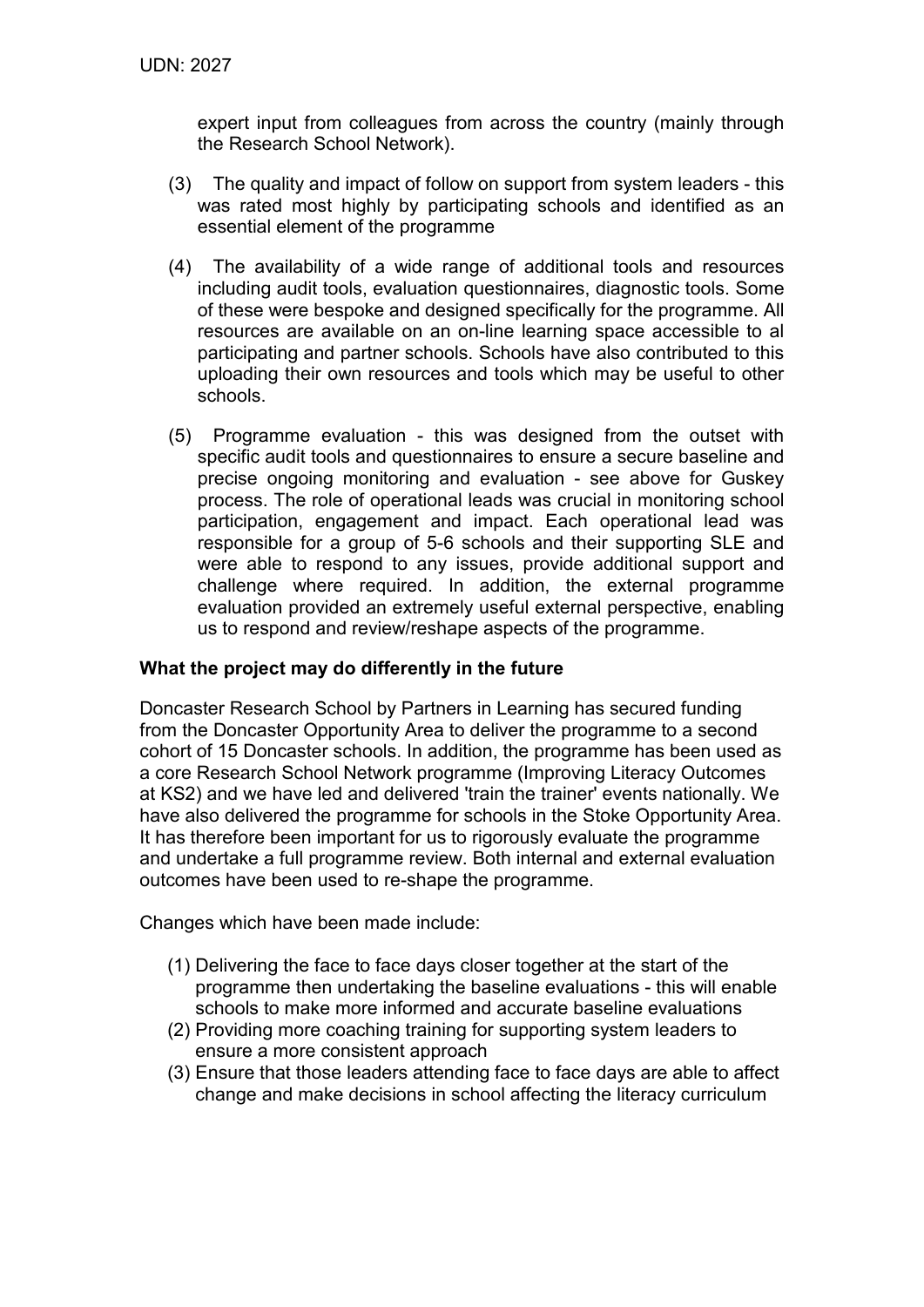expert input from colleagues from across the country (mainly through the Research School Network).

(3) The quality and impact of follow on support from system leaders - this was rated most highly by participating schools and identified as an essential element of the programme

(4) The availability of a wide range of additional tools and resources including audit tools, evaluation questionnaires, diagnostic tools. Some of these were bespoke and designed specifically for the programme. All resources are available on an on-line learning space accessible to al participating and partner schools. Schools have also contributed to this uploading their own resources and tools which may be useful to other schools.

(5) Programme evaluation - this was designed from the outset with specific audit tools and questionnaires to ensure a secure baseline and precise ongoing monitoring and evaluation - see above for Guskey process. The role of operational leads was crucial in monitoring school participation, engagement and impact. Each operational lead was responsible for a group of 5-6 schools and their supporting SLE and were able to respond to any issues, provide additional support and challenge where required. In addition, the external programme evaluation provided an extremely useful external perspective, enabling us to respond and review/reshape aspects of the programme.

**What the project may do differently in the future**

Doncaster Research School by Partners in Learning has secured funding from the Doncaster Opportunity Area to deliver the programme to a second cohort of 15 Doncaster schools. In addition, the programme has been used as a core Research School Network programme (Improving Literacy Outcomes at KS2) and we have led and delivered 'train the trainer' events nationally. We have also delivered the programme for schools in the Stoke Opportunity Area. It has therefore been important for us to rigorously evaluate the programme and undertake a full programme review. Both internal and external evaluation outcomes have been used to re-shape the programme.

Changes which have been made include:

(1) Delivering the face to face days closer together at the start of the programme then undertaking the baseline evaluations - this will enable schools to make more informed and accurate baseline evaluations
(2) Providing more coaching training for supporting system leaders to ensure a more consistent approach
(3) Ensure that those leaders attending face to face days are able to affect change and make decisions in school affecting the literacy curriculum